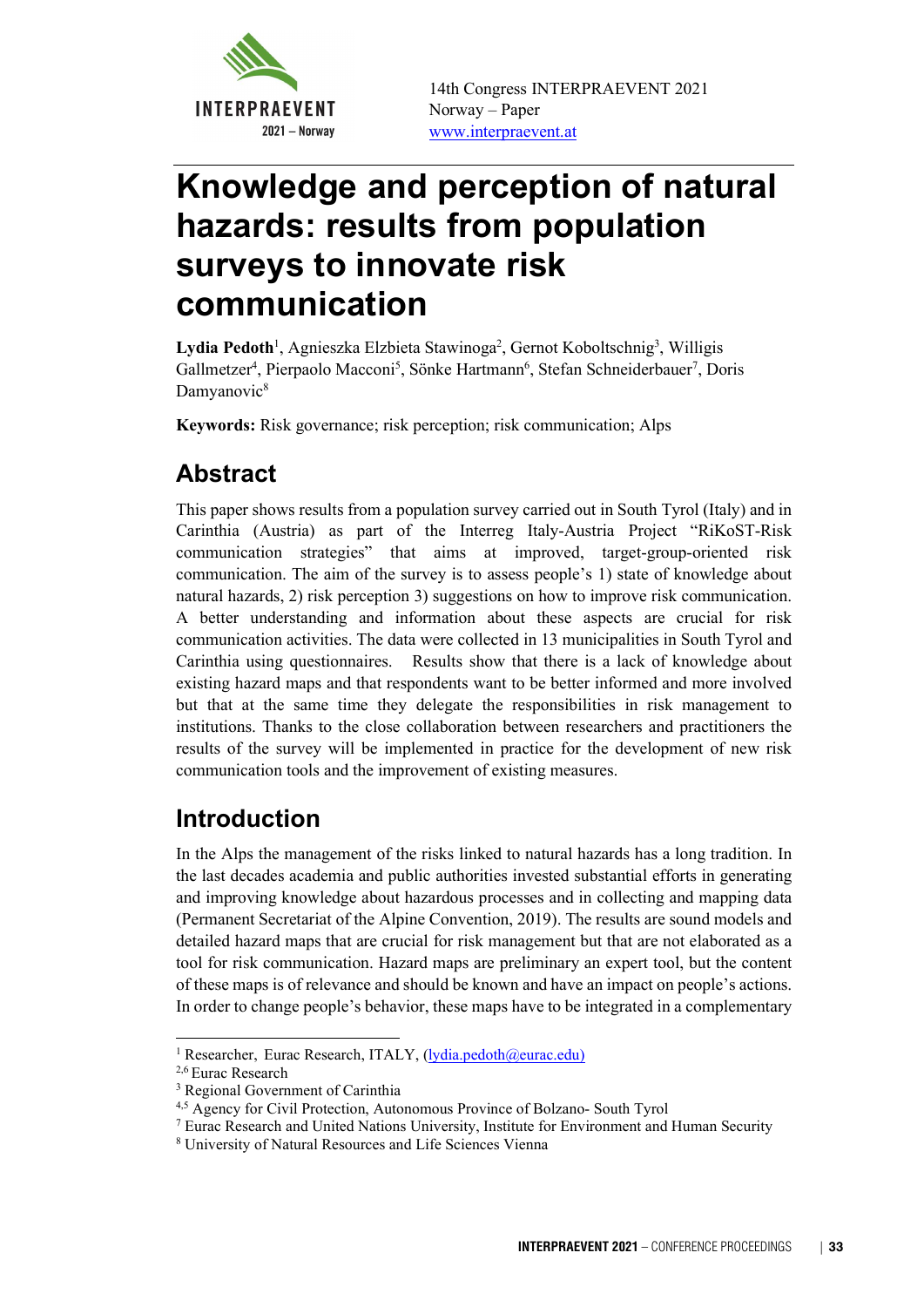14th Congress INTERPRAEVENT 2021
Norway – Paper
www.interpraevent.at

# Knowledge and perception of natural hazards: results from population surveys to innovate risk communication

**Lydia Pedoth**[1], Agnieszka Elzbieta Stawinoga[2], Gernot Koboltschnig[3], Willigis Gallmetzer[4], Pierpaolo Macconi[5], Sönke Hartmann[6], Stefan Schneiderbauer[7], Doris Damyanovic[8]

**Keywords:** Risk governance; risk perception; risk communication; Alps

## Abstract

This paper shows results from a population survey carried out in South Tyrol (Italy) and in Carinthia (Austria) as part of the Interreg Italy-Austria Project "RiKoST-Risk communication strategies" that aims at improved, target-group-oriented risk communication. The aim of the survey is to assess people's 1) state of knowledge about natural hazards, 2) risk perception 3) suggestions on how to improve risk communication. A better understanding and information about these aspects are crucial for risk communication activities. The data were collected in 13 municipalities in South Tyrol and Carinthia using questionnaires. Results show that there is a lack of knowledge about existing hazard maps and that respondents want to be better informed and more involved but that at the same time they delegate the responsibilities in risk management to institutions. Thanks to the close collaboration between researchers and practitioners the results of the survey will be implemented in practice for the development of new risk communication tools and the improvement of existing measures.

## Introduction

In the Alps the management of the risks linked to natural hazards has a long tradition. In the last decades academia and public authorities invested substantial efforts in generating and improving knowledge about hazardous processes and in collecting and mapping data (Permanent Secretariat of the Alpine Convention, 2019). The results are sound models and detailed hazard maps that are crucial for risk management but that are not elaborated as a tool for risk communication. Hazard maps are preliminary an expert tool, but the content of these maps is of relevance and should be known and have an impact on people's actions. In order to change people's behavior, these maps have to be integrated in a complementary

---

[1] Researcher, Eurac Research, ITALY, (lydia.pedoth@eurac.edu)
[2,6] Eurac Research
[3] Regional Government of Carinthia
[4,5] Agency for Civil Protection, Autonomous Province of Bolzano- South Tyrol
[7] Eurac Research and United Nations University, Institute for Environment and Human Security
[8] University of Natural Resources and Life Sciences Vienna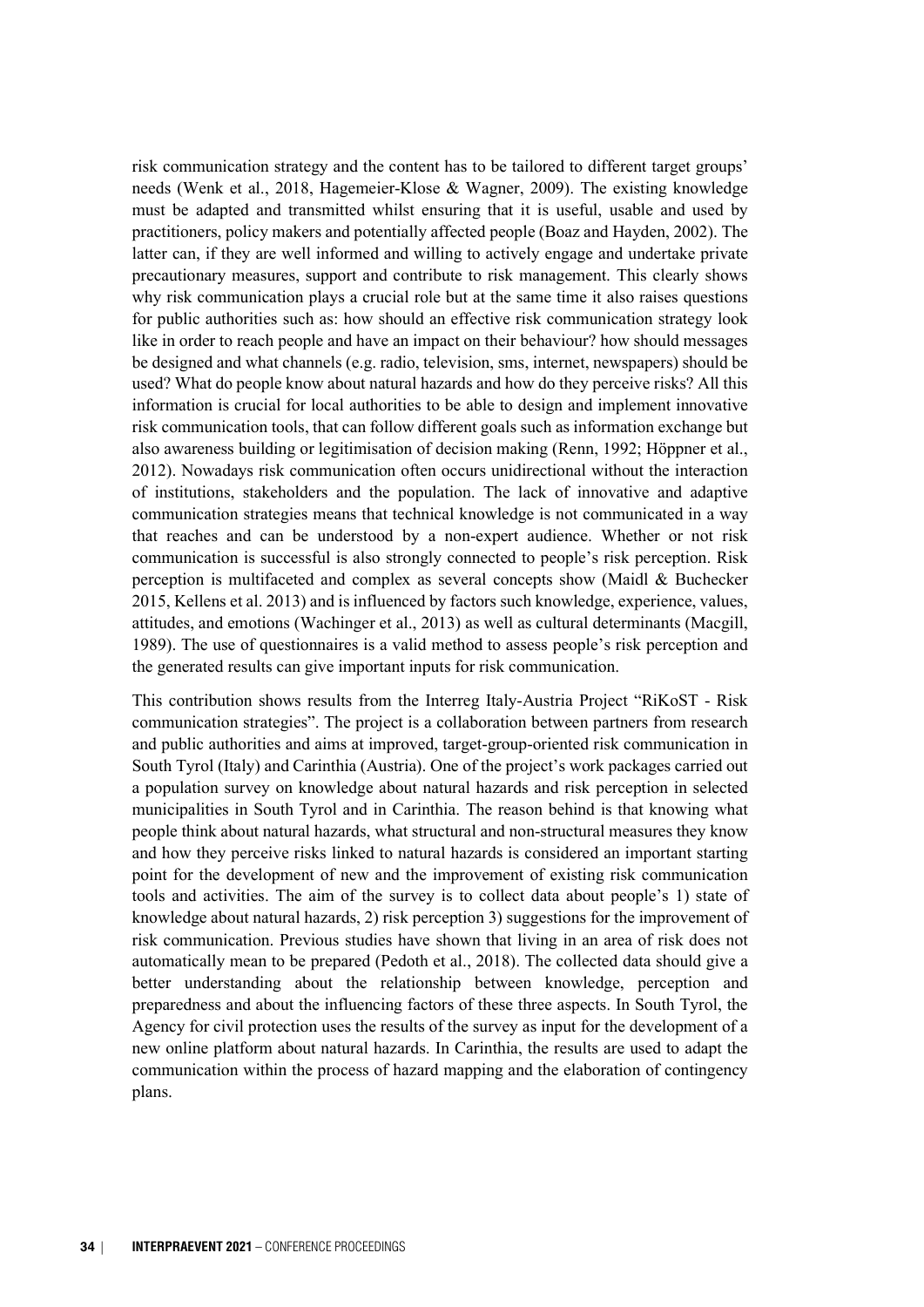risk communication strategy and the content has to be tailored to different target groups' needs (Wenk et al., 2018, Hagemeier-Klose & Wagner, 2009). The existing knowledge must be adapted and transmitted whilst ensuring that it is useful, usable and used by practitioners, policy makers and potentially affected people (Boaz and Hayden, 2002). The latter can, if they are well informed and willing to actively engage and undertake private precautionary measures, support and contribute to risk management. This clearly shows why risk communication plays a crucial role but at the same time it also raises questions for public authorities such as: how should an effective risk communication strategy look like in order to reach people and have an impact on their behaviour? how should messages be designed and what channels (e.g. radio, television, sms, internet, newspapers) should be used? What do people know about natural hazards and how do they perceive risks? All this information is crucial for local authorities to be able to design and implement innovative risk communication tools, that can follow different goals such as information exchange but also awareness building or legitimisation of decision making (Renn, 1992; Höppner et al., 2012). Nowadays risk communication often occurs unidirectional without the interaction of institutions, stakeholders and the population. The lack of innovative and adaptive communication strategies means that technical knowledge is not communicated in a way that reaches and can be understood by a non-expert audience. Whether or not risk communication is successful is also strongly connected to people's risk perception. Risk perception is multifaceted and complex as several concepts show (Maidl & Buchecker 2015, Kellens et al. 2013) and is influenced by factors such knowledge, experience, values, attitudes, and emotions (Wachinger et al., 2013) as well as cultural determinants (Macgill, 1989). The use of questionnaires is a valid method to assess people's risk perception and the generated results can give important inputs for risk communication.

This contribution shows results from the Interreg Italy-Austria Project "RiKoST - Risk communication strategies". The project is a collaboration between partners from research and public authorities and aims at improved, target-group-oriented risk communication in South Tyrol (Italy) and Carinthia (Austria). One of the project's work packages carried out a population survey on knowledge about natural hazards and risk perception in selected municipalities in South Tyrol and in Carinthia. The reason behind is that knowing what people think about natural hazards, what structural and non-structural measures they know and how they perceive risks linked to natural hazards is considered an important starting point for the development of new and the improvement of existing risk communication tools and activities. The aim of the survey is to collect data about people's 1) state of knowledge about natural hazards, 2) risk perception 3) suggestions for the improvement of risk communication. Previous studies have shown that living in an area of risk does not automatically mean to be prepared (Pedoth et al., 2018). The collected data should give a better understanding about the relationship between knowledge, perception and preparedness and about the influencing factors of these three aspects. In South Tyrol, the Agency for civil protection uses the results of the survey as input for the development of a new online platform about natural hazards. In Carinthia, the results are used to adapt the communication within the process of hazard mapping and the elaboration of contingency plans.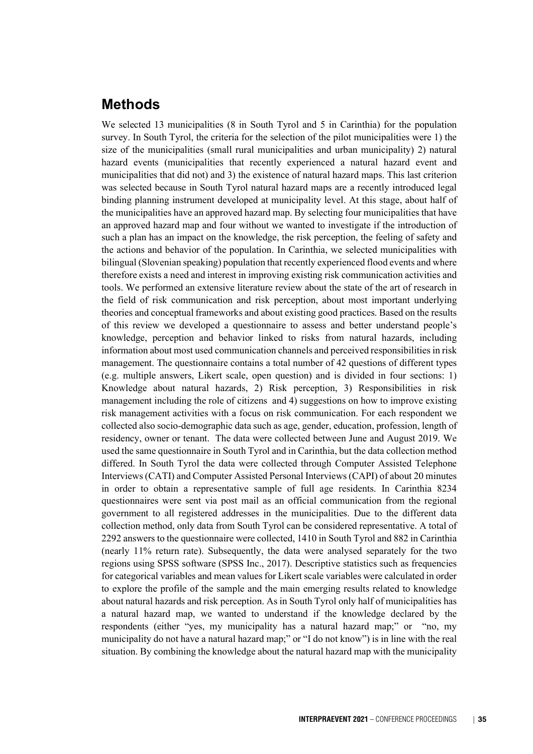## Methods

We selected 13 municipalities (8 in South Tyrol and 5 in Carinthia) for the population survey. In South Tyrol, the criteria for the selection of the pilot municipalities were 1) the size of the municipalities (small rural municipalities and urban municipality) 2) natural hazard events (municipalities that recently experienced a natural hazard event and municipalities that did not) and 3) the existence of natural hazard maps. This last criterion was selected because in South Tyrol natural hazard maps are a recently introduced legal binding planning instrument developed at municipality level. At this stage, about half of the municipalities have an approved hazard map. By selecting four municipalities that have an approved hazard map and four without we wanted to investigate if the introduction of such a plan has an impact on the knowledge, the risk perception, the feeling of safety and the actions and behavior of the population. In Carinthia, we selected municipalities with bilingual (Slovenian speaking) population that recently experienced flood events and where therefore exists a need and interest in improving existing risk communication activities and tools. We performed an extensive literature review about the state of the art of research in the field of risk communication and risk perception, about most important underlying theories and conceptual frameworks and about existing good practices. Based on the results of this review we developed a questionnaire to assess and better understand people's knowledge, perception and behavior linked to risks from natural hazards, including information about most used communication channels and perceived responsibilities in risk management. The questionnaire contains a total number of 42 questions of different types (e.g. multiple answers, Likert scale, open question) and is divided in four sections: 1) Knowledge about natural hazards, 2) Risk perception, 3) Responsibilities in risk management including the role of citizens and 4) suggestions on how to improve existing risk management activities with a focus on risk communication. For each respondent we collected also socio-demographic data such as age, gender, education, profession, length of residency, owner or tenant. The data were collected between June and August 2019. We used the same questionnaire in South Tyrol and in Carinthia, but the data collection method differed. In South Tyrol the data were collected through Computer Assisted Telephone Interviews (CATI) and Computer Assisted Personal Interviews (CAPI) of about 20 minutes in order to obtain a representative sample of full age residents. In Carinthia 8234 questionnaires were sent via post mail as an official communication from the regional government to all registered addresses in the municipalities. Due to the different data collection method, only data from South Tyrol can be considered representative. A total of 2292 answers to the questionnaire were collected, 1410 in South Tyrol and 882 in Carinthia (nearly 11% return rate). Subsequently, the data were analysed separately for the two regions using SPSS software (SPSS Inc., 2017). Descriptive statistics such as frequencies for categorical variables and mean values for Likert scale variables were calculated in order to explore the profile of the sample and the main emerging results related to knowledge about natural hazards and risk perception. As in South Tyrol only half of municipalities has a natural hazard map, we wanted to understand if the knowledge declared by the respondents (either "yes, my municipality has a natural hazard map;" or "no, my municipality do not have a natural hazard map;" or "I do not know") is in line with the real situation. By combining the knowledge about the natural hazard map with the municipality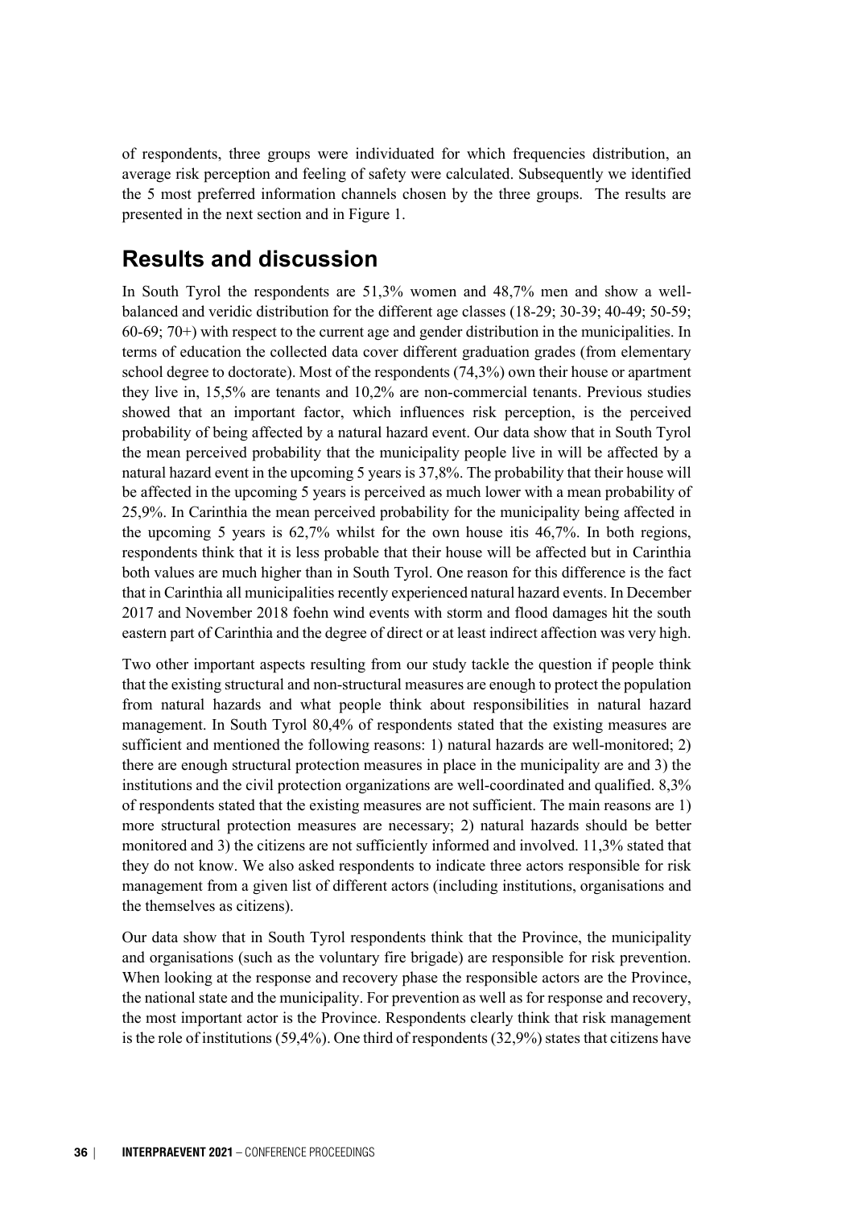of respondents, three groups were individuated for which frequencies distribution, an average risk perception and feeling of safety were calculated. Subsequently we identified the 5 most preferred information channels chosen by the three groups. The results are presented in the next section and in Figure 1.

## Results and discussion

In South Tyrol the respondents are 51,3% women and 48,7% men and show a well-balanced and veridic distribution for the different age classes (18-29; 30-39; 40-49; 50-59; 60-69; 70+) with respect to the current age and gender distribution in the municipalities. In terms of education the collected data cover different graduation grades (from elementary school degree to doctorate). Most of the respondents (74,3%) own their house or apartment they live in, 15,5% are tenants and 10,2% are non-commercial tenants. Previous studies showed that an important factor, which influences risk perception, is the perceived probability of being affected by a natural hazard event. Our data show that in South Tyrol the mean perceived probability that the municipality people live in will be affected by a natural hazard event in the upcoming 5 years is 37,8%. The probability that their house will be affected in the upcoming 5 years is perceived as much lower with a mean probability of 25,9%. In Carinthia the mean perceived probability for the municipality being affected in the upcoming 5 years is 62,7% whilst for the own house itis 46,7%. In both regions, respondents think that it is less probable that their house will be affected but in Carinthia both values are much higher than in South Tyrol. One reason for this difference is the fact that in Carinthia all municipalities recently experienced natural hazard events. In December 2017 and November 2018 foehn wind events with storm and flood damages hit the south eastern part of Carinthia and the degree of direct or at least indirect affection was very high.

Two other important aspects resulting from our study tackle the question if people think that the existing structural and non-structural measures are enough to protect the population from natural hazards and what people think about responsibilities in natural hazard management. In South Tyrol 80,4% of respondents stated that the existing measures are sufficient and mentioned the following reasons: 1) natural hazards are well-monitored; 2) there are enough structural protection measures in place in the municipality are and 3) the institutions and the civil protection organizations are well-coordinated and qualified. 8,3% of respondents stated that the existing measures are not sufficient. The main reasons are 1) more structural protection measures are necessary; 2) natural hazards should be better monitored and 3) the citizens are not sufficiently informed and involved. 11,3% stated that they do not know. We also asked respondents to indicate three actors responsible for risk management from a given list of different actors (including institutions, organisations and the themselves as citizens).

Our data show that in South Tyrol respondents think that the Province, the municipality and organisations (such as the voluntary fire brigade) are responsible for risk prevention. When looking at the response and recovery phase the responsible actors are the Province, the national state and the municipality. For prevention as well as for response and recovery, the most important actor is the Province. Respondents clearly think that risk management is the role of institutions (59,4%). One third of respondents (32,9%) states that citizens have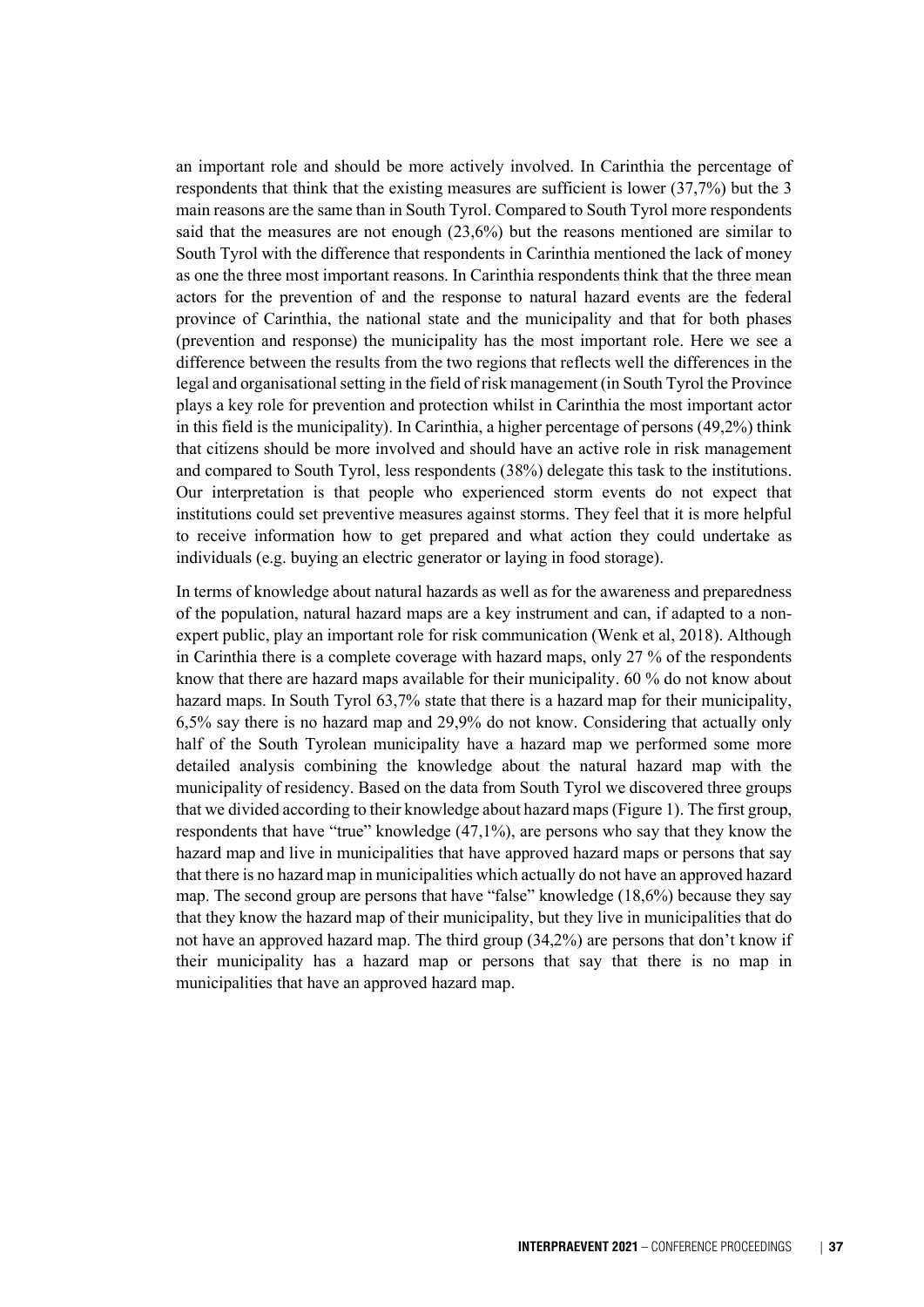an important role and should be more actively involved. In Carinthia the percentage of respondents that think that the existing measures are sufficient is lower (37,7%) but the 3 main reasons are the same than in South Tyrol. Compared to South Tyrol more respondents said that the measures are not enough (23,6%) but the reasons mentioned are similar to South Tyrol with the difference that respondents in Carinthia mentioned the lack of money as one the three most important reasons. In Carinthia respondents think that the three mean actors for the prevention of and the response to natural hazard events are the federal province of Carinthia, the national state and the municipality and that for both phases (prevention and response) the municipality has the most important role. Here we see a difference between the results from the two regions that reflects well the differences in the legal and organisational setting in the field of risk management (in South Tyrol the Province plays a key role for prevention and protection whilst in Carinthia the most important actor in this field is the municipality). In Carinthia, a higher percentage of persons (49,2%) think that citizens should be more involved and should have an active role in risk management and compared to South Tyrol, less respondents (38%) delegate this task to the institutions. Our interpretation is that people who experienced storm events do not expect that institutions could set preventive measures against storms. They feel that it is more helpful to receive information how to get prepared and what action they could undertake as individuals (e.g. buying an electric generator or laying in food storage).

In terms of knowledge about natural hazards as well as for the awareness and preparedness of the population, natural hazard maps are a key instrument and can, if adapted to a non-expert public, play an important role for risk communication (Wenk et al, 2018). Although in Carinthia there is a complete coverage with hazard maps, only 27 % of the respondents know that there are hazard maps available for their municipality. 60 % do not know about hazard maps. In South Tyrol 63,7% state that there is a hazard map for their municipality, 6,5% say there is no hazard map and 29,9% do not know. Considering that actually only half of the South Tyrolean municipality have a hazard map we performed some more detailed analysis combining the knowledge about the natural hazard map with the municipality of residency. Based on the data from South Tyrol we discovered three groups that we divided according to their knowledge about hazard maps (Figure 1). The first group, respondents that have "true" knowledge (47,1%), are persons who say that they know the hazard map and live in municipalities that have approved hazard maps or persons that say that there is no hazard map in municipalities which actually do not have an approved hazard map. The second group are persons that have "false" knowledge (18,6%) because they say that they know the hazard map of their municipality, but they live in municipalities that do not have an approved hazard map. The third group (34,2%) are persons that don't know if their municipality has a hazard map or persons that say that there is no map in municipalities that have an approved hazard map.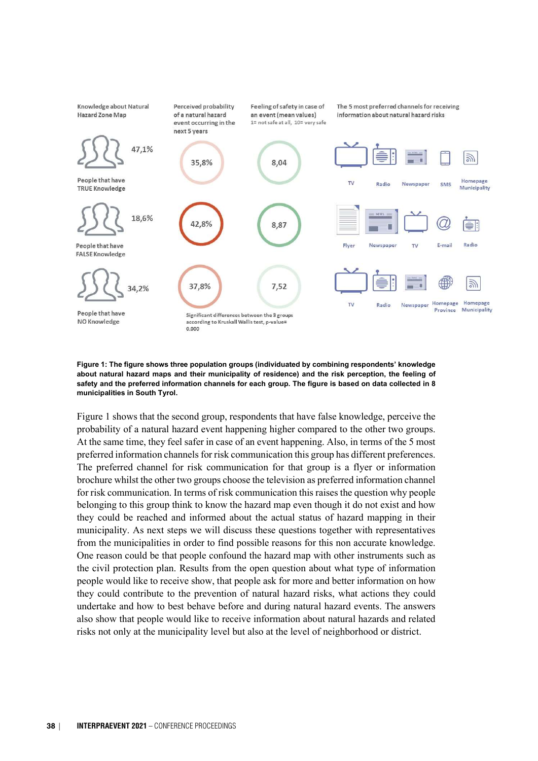| Knowledge about Natural Hazard Zone Map | Perceived probability of a natural hazard event occurring in the next 5 years | Feeling of safety in case of an event (mean values) 1= not safe at all, 10= very safe | The 5 most preferred channels for receiving information about natural hazard risks |
|---|---|---|---|
| 47,1% People that have TRUE Knowledge | 35,8% | 8,04 | TV, Radio, Newspaper, SMS, Homepage Municipality |
| 18,6% People that have FALSE Knowledge | 42,8% | 8,87 | Flyer, Newspaper, TV, E-mail, Radio |
| 34,2% People that have NO Knowledge | 37,8% | 7,52 | TV, Radio, Newspaper, Homepage Province, Homepage Municipality |

Significant differences between the 3 groups according to Kruskall Wallis test, p-value= 0.000

**Figure 1: The figure shows three population groups (individuated by combining respondents' knowledge about natural hazard maps and their municipality of residence) and the risk perception, the feeling of safety and the preferred information channels for each group. The figure is based on data collected in 8 municipalities in South Tyrol.**

Figure 1 shows that the second group, respondents that have false knowledge, perceive the probability of a natural hazard event happening higher compared to the other two groups. At the same time, they feel safer in case of an event happening. Also, in terms of the 5 most preferred information channels for risk communication this group has different preferences. The preferred channel for risk communication for that group is a flyer or information brochure whilst the other two groups choose the television as preferred information channel for risk communication. In terms of risk communication this raises the question why people belonging to this group think to know the hazard map even though it do not exist and how they could be reached and informed about the actual status of hazard mapping in their municipality. As next steps we will discuss these questions together with representatives from the municipalities in order to find possible reasons for this non accurate knowledge. One reason could be that people confound the hazard map with other instruments such as the civil protection plan. Results from the open question about what type of information people would like to receive show, that people ask for more and better information on how they could contribute to the prevention of natural hazard risks, what actions they could undertake and how to best behave before and during natural hazard events. The answers also show that people would like to receive information about natural hazards and related risks not only at the municipality level but also at the level of neighborhood or district.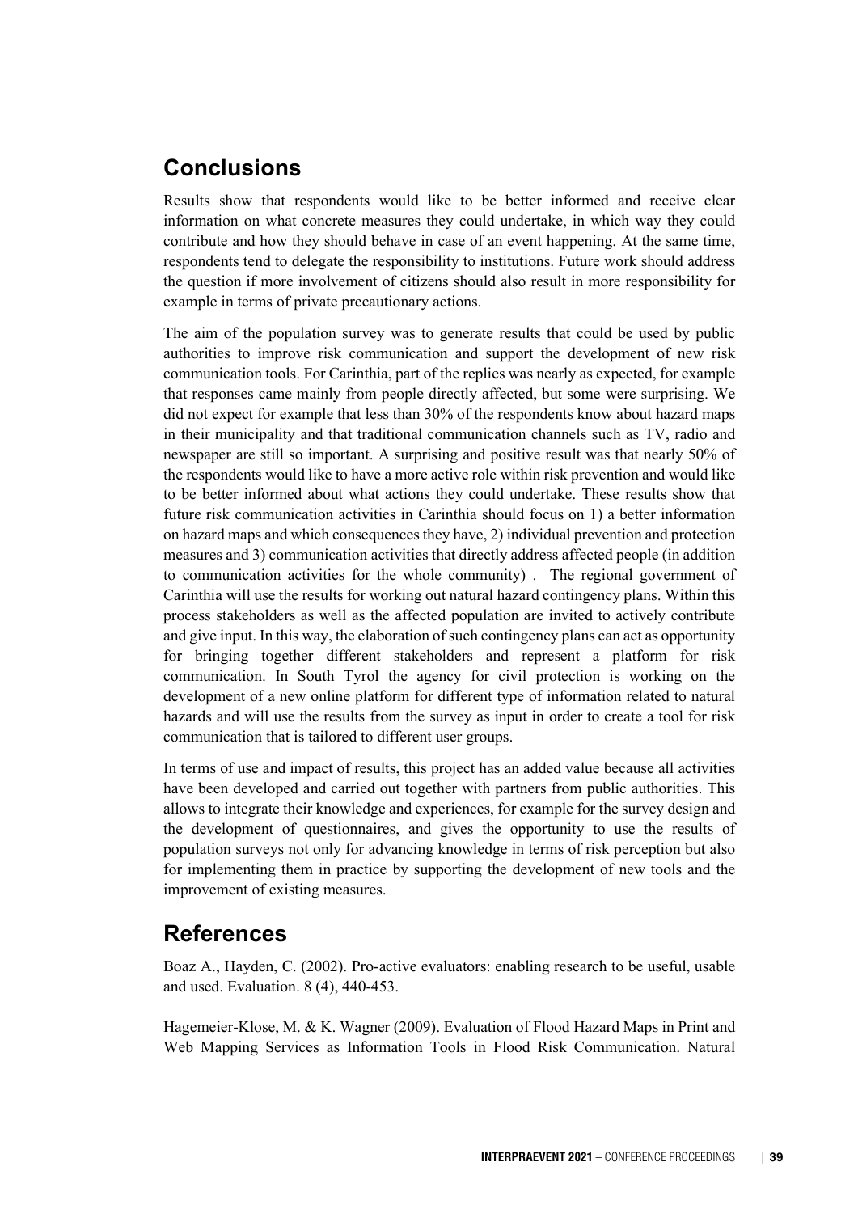## Conclusions

Results show that respondents would like to be better informed and receive clear information on what concrete measures they could undertake, in which way they could contribute and how they should behave in case of an event happening. At the same time, respondents tend to delegate the responsibility to institutions. Future work should address the question if more involvement of citizens should also result in more responsibility for example in terms of private precautionary actions.

The aim of the population survey was to generate results that could be used by public authorities to improve risk communication and support the development of new risk communication tools. For Carinthia, part of the replies was nearly as expected, for example that responses came mainly from people directly affected, but some were surprising. We did not expect for example that less than 30% of the respondents know about hazard maps in their municipality and that traditional communication channels such as TV, radio and newspaper are still so important. A surprising and positive result was that nearly 50% of the respondents would like to have a more active role within risk prevention and would like to be better informed about what actions they could undertake. These results show that future risk communication activities in Carinthia should focus on 1) a better information on hazard maps and which consequences they have, 2) individual prevention and protection measures and 3) communication activities that directly address affected people (in addition to communication activities for the whole community) . The regional government of Carinthia will use the results for working out natural hazard contingency plans. Within this process stakeholders as well as the affected population are invited to actively contribute and give input. In this way, the elaboration of such contingency plans can act as opportunity for bringing together different stakeholders and represent a platform for risk communication. In South Tyrol the agency for civil protection is working on the development of a new online platform for different type of information related to natural hazards and will use the results from the survey as input in order to create a tool for risk communication that is tailored to different user groups.

In terms of use and impact of results, this project has an added value because all activities have been developed and carried out together with partners from public authorities. This allows to integrate their knowledge and experiences, for example for the survey design and the development of questionnaires, and gives the opportunity to use the results of population surveys not only for advancing knowledge in terms of risk perception but also for implementing them in practice by supporting the development of new tools and the improvement of existing measures.

## References

Boaz A., Hayden, C. (2002). Pro-active evaluators: enabling research to be useful, usable and used. Evaluation. 8 (4), 440-453.

Hagemeier-Klose, M. & K. Wagner (2009). Evaluation of Flood Hazard Maps in Print and Web Mapping Services as Information Tools in Flood Risk Communication. Natural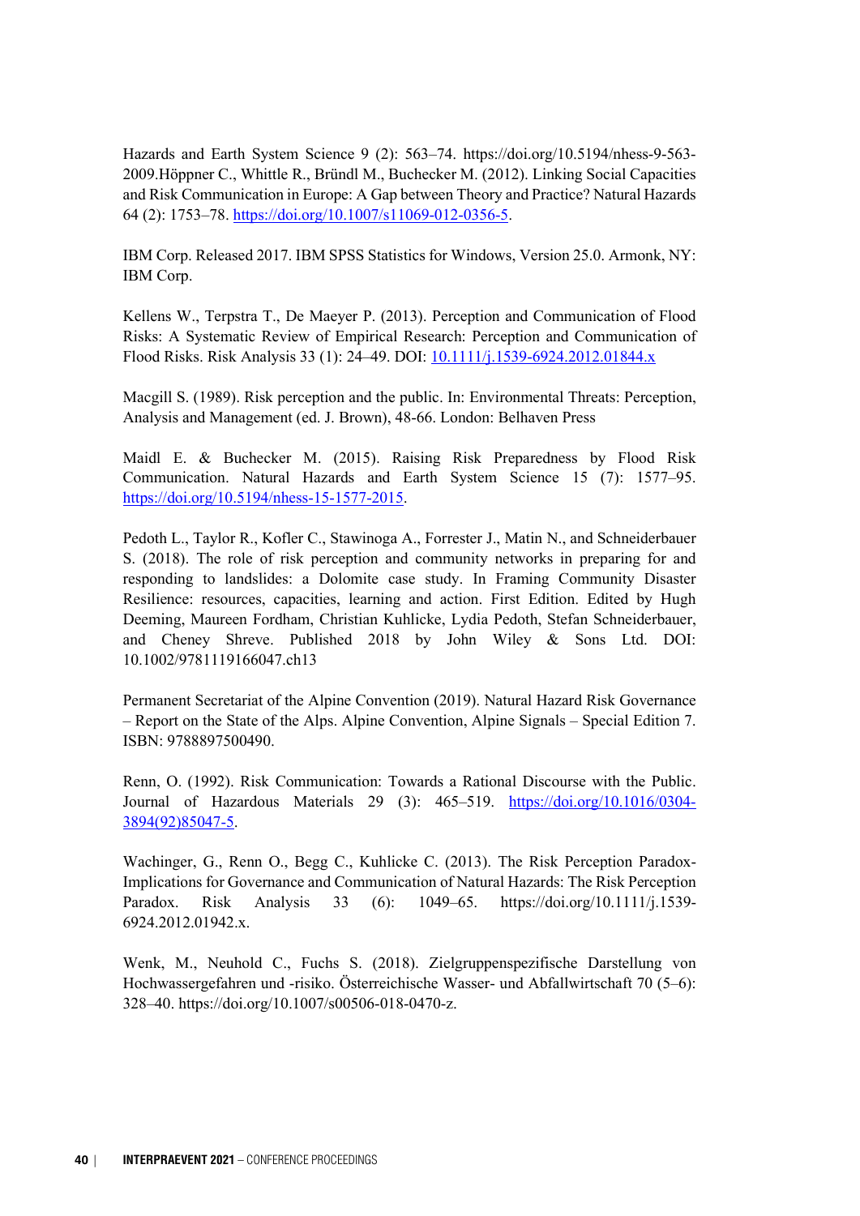Hazards and Earth System Science 9 (2): 563–74. https://doi.org/10.5194/nhess-9-563-2009.Höppner C., Whittle R., Bründl M., Buchecker M. (2012). Linking Social Capacities and Risk Communication in Europe: A Gap between Theory and Practice? Natural Hazards 64 (2): 1753–78. https://doi.org/10.1007/s11069-012-0356-5.

IBM Corp. Released 2017. IBM SPSS Statistics for Windows, Version 25.0. Armonk, NY: IBM Corp.

Kellens W., Terpstra T., De Maeyer P. (2013). Perception and Communication of Flood Risks: A Systematic Review of Empirical Research: Perception and Communication of Flood Risks. Risk Analysis 33 (1): 24–49. DOI: 10.1111/j.1539-6924.2012.01844.x

Macgill S. (1989). Risk perception and the public. In: Environmental Threats: Perception, Analysis and Management (ed. J. Brown), 48-66. London: Belhaven Press

Maidl E. & Buchecker M. (2015). Raising Risk Preparedness by Flood Risk Communication. Natural Hazards and Earth System Science 15 (7): 1577–95. https://doi.org/10.5194/nhess-15-1577-2015.

Pedoth L., Taylor R., Kofler C., Stawinoga A., Forrester J., Matin N., and Schneiderbauer S. (2018). The role of risk perception and community networks in preparing for and responding to landslides: a Dolomite case study. In Framing Community Disaster Resilience: resources, capacities, learning and action. First Edition. Edited by Hugh Deeming, Maureen Fordham, Christian Kuhlicke, Lydia Pedoth, Stefan Schneiderbauer, and Cheney Shreve. Published 2018 by John Wiley & Sons Ltd. DOI: 10.1002/9781119166047.ch13

Permanent Secretariat of the Alpine Convention (2019). Natural Hazard Risk Governance – Report on the State of the Alps. Alpine Convention, Alpine Signals – Special Edition 7. ISBN: 9788897500490.

Renn, O. (1992). Risk Communication: Towards a Rational Discourse with the Public. Journal of Hazardous Materials 29 (3): 465–519. https://doi.org/10.1016/0304-3894(92)85047-5.

Wachinger, G., Renn O., Begg C., Kuhlicke C. (2013). The Risk Perception Paradox-Implications for Governance and Communication of Natural Hazards: The Risk Perception Paradox. Risk Analysis 33 (6): 1049–65. https://doi.org/10.1111/j.1539-6924.2012.01942.x.

Wenk, M., Neuhold C., Fuchs S. (2018). Zielgruppenspezifische Darstellung von Hochwassergefahren und -risiko. Österreichische Wasser- und Abfallwirtschaft 70 (5–6): 328–40. https://doi.org/10.1007/s00506-018-0470-z.